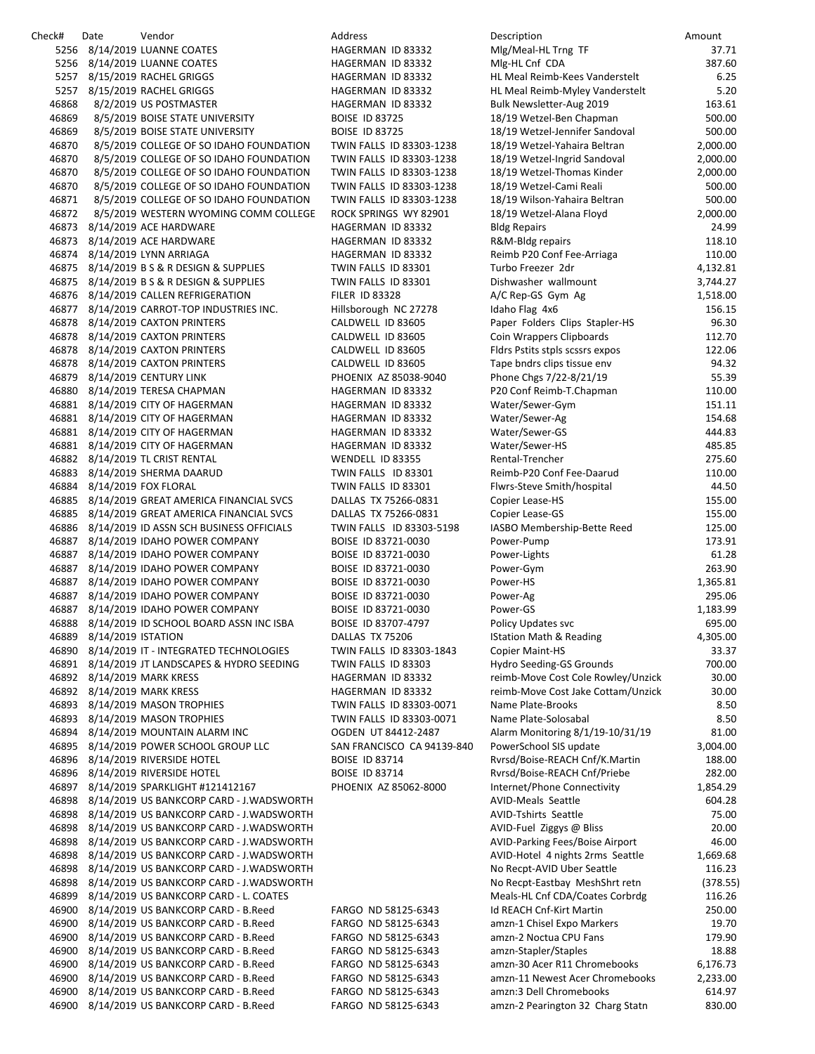| Check# | Date | Vendor | Address | Description | Amount |
|---|---|---|---|---|---|
| 5256 | 8/14/2019 | LUANNE COATES | HAGERMAN ID 83332 | Mlg/Meal-HL Trng TF | 37.71 |
| 5256 | 8/14/2019 | LUANNE COATES | HAGERMAN ID 83332 | Mlg-HL Cnf CDA | 387.60 |
| 5257 | 8/15/2019 | RACHEL GRIGGS | HAGERMAN ID 83332 | HL Meal Reimb-Kees Vanderstelt | 6.25 |
| 5257 | 8/15/2019 | RACHEL GRIGGS | HAGERMAN ID 83332 | HL Meal Reimb-Myley Vanderstelt | 5.20 |
| 46868 | 8/2/2019 | US POSTMASTER | HAGERMAN ID 83332 | Bulk Newsletter-Aug 2019 | 163.61 |
| 46869 | 8/5/2019 | BOISE STATE UNIVERSITY | BOISE ID 83725 | 18/19 Wetzel-Ben Chapman | 500.00 |
| 46869 | 8/5/2019 | BOISE STATE UNIVERSITY | BOISE ID 83725 | 18/19 Wetzel-Jennifer Sandoval | 500.00 |
| 46870 | 8/5/2019 | COLLEGE OF SO IDAHO FOUNDATION | TWIN FALLS ID 83303-1238 | 18/19 Wetzel-Yahaira Beltran | 2,000.00 |
| 46870 | 8/5/2019 | COLLEGE OF SO IDAHO FOUNDATION | TWIN FALLS ID 83303-1238 | 18/19 Wetzel-Ingrid Sandoval | 2,000.00 |
| 46870 | 8/5/2019 | COLLEGE OF SO IDAHO FOUNDATION | TWIN FALLS ID 83303-1238 | 18/19 Wetzel-Thomas Kinder | 2,000.00 |
| 46870 | 8/5/2019 | COLLEGE OF SO IDAHO FOUNDATION | TWIN FALLS ID 83303-1238 | 18/19 Wetzel-Cami Reali | 500.00 |
| 46871 | 8/5/2019 | COLLEGE OF SO IDAHO FOUNDATION | TWIN FALLS ID 83303-1238 | 18/19 Wilson-Yahaira Beltran | 500.00 |
| 46872 | 8/5/2019 | WESTERN WYOMING COMM COLLEGE | ROCK SPRINGS WY 82901 | 18/19 Wetzel-Alana Floyd | 2,000.00 |
| 46873 | 8/14/2019 | ACE HARDWARE | HAGERMAN ID 83332 | Bldg Repairs | 24.99 |
| 46873 | 8/14/2019 | ACE HARDWARE | HAGERMAN ID 83332 | R&M-Bldg repairs | 118.10 |
| 46874 | 8/14/2019 | LYNN ARRIAGA | HAGERMAN ID 83332 | Reimb P20 Conf Fee-Arriaga | 110.00 |
| 46875 | 8/14/2019 | B S & R DESIGN & SUPPLIES | TWIN FALLS ID 83301 | Turbo Freezer 2dr | 4,132.81 |
| 46875 | 8/14/2019 | B S & R DESIGN & SUPPLIES | TWIN FALLS ID 83301 | Dishwasher wallmount | 3,744.27 |
| 46876 | 8/14/2019 | CALLEN REFRIGERATION | FILER ID 83328 | A/C Rep-GS Gym Ag | 1,518.00 |
| 46877 | 8/14/2019 | CARROT-TOP INDUSTRIES INC. | Hillsborough NC 27278 | Idaho Flag 4x6 | 156.15 |
| 46878 | 8/14/2019 | CAXTON PRINTERS | CALDWELL ID 83605 | Paper Folders Clips Stapler-HS | 96.30 |
| 46878 | 8/14/2019 | CAXTON PRINTERS | CALDWELL ID 83605 | Coin Wrappers Clipboards | 112.70 |
| 46878 | 8/14/2019 | CAXTON PRINTERS | CALDWELL ID 83605 | Fldrs Pstits stpls scssrs expos | 122.06 |
| 46878 | 8/14/2019 | CAXTON PRINTERS | CALDWELL ID 83605 | Tape bndrs clips tissue env | 94.32 |
| 46879 | 8/14/2019 | CENTURY LINK | PHOENIX AZ 85038-9040 | Phone Chgs 7/22-8/21/19 | 55.39 |
| 46880 | 8/14/2019 | TERESA CHAPMAN | HAGERMAN ID 83332 | P20 Conf Reimb-T.Chapman | 110.00 |
| 46881 | 8/14/2019 | CITY OF HAGERMAN | HAGERMAN ID 83332 | Water/Sewer-Gym | 151.11 |
| 46881 | 8/14/2019 | CITY OF HAGERMAN | HAGERMAN ID 83332 | Water/Sewer-Ag | 154.68 |
| 46881 | 8/14/2019 | CITY OF HAGERMAN | HAGERMAN ID 83332 | Water/Sewer-GS | 444.83 |
| 46881 | 8/14/2019 | CITY OF HAGERMAN | HAGERMAN ID 83332 | Water/Sewer-HS | 485.85 |
| 46882 | 8/14/2019 | TL CRIST RENTAL | WENDELL ID 83355 | Rental-Trencher | 275.60 |
| 46883 | 8/14/2019 | SHERMA DAARUD | TWIN FALLS ID 83301 | Reimb-P20 Conf Fee-Daarud | 110.00 |
| 46884 | 8/14/2019 | FOX FLORAL | TWIN FALLS ID 83301 | Flwrs-Steve Smith/hospital | 44.50 |
| 46885 | 8/14/2019 | GREAT AMERICA FINANCIAL SVCS | DALLAS TX 75266-0831 | Copier Lease-HS | 155.00 |
| 46885 | 8/14/2019 | GREAT AMERICA FINANCIAL SVCS | DALLAS TX 75266-0831 | Copier Lease-GS | 155.00 |
| 46886 | 8/14/2019 | ID ASSN SCH BUSINESS OFFICIALS | TWIN FALLS ID 83303-5198 | IASBO Membership-Bette Reed | 125.00 |
| 46887 | 8/14/2019 | IDAHO POWER COMPANY | BOISE ID 83721-0030 | Power-Pump | 173.91 |
| 46887 | 8/14/2019 | IDAHO POWER COMPANY | BOISE ID 83721-0030 | Power-Lights | 61.28 |
| 46887 | 8/14/2019 | IDAHO POWER COMPANY | BOISE ID 83721-0030 | Power-Gym | 263.90 |
| 46887 | 8/14/2019 | IDAHO POWER COMPANY | BOISE ID 83721-0030 | Power-HS | 1,365.81 |
| 46887 | 8/14/2019 | IDAHO POWER COMPANY | BOISE ID 83721-0030 | Power-Ag | 295.06 |
| 46887 | 8/14/2019 | IDAHO POWER COMPANY | BOISE ID 83721-0030 | Power-GS | 1,183.99 |
| 46888 | 8/14/2019 | ID SCHOOL BOARD ASSN INC ISBA | BOISE ID 83707-4797 | Policy Updates svc | 695.00 |
| 46889 | 8/14/2019 | ISTATION | DALLAS TX 75206 | IStation Math & Reading | 4,305.00 |
| 46890 | 8/14/2019 | IT - INTEGRATED TECHNOLOGIES | TWIN FALLS ID 83303-1843 | Copier Maint-HS | 33.37 |
| 46891 | 8/14/2019 | JT LANDSCAPES & HYDRO SEEDING | TWIN FALLS ID 83303 | Hydro Seeding-GS Grounds | 700.00 |
| 46892 | 8/14/2019 | MARK KRESS | HAGERMAN ID 83332 | reimb-Move Cost Cole Rowley/Unzick | 30.00 |
| 46892 | 8/14/2019 | MARK KRESS | HAGERMAN ID 83332 | reimb-Move Cost Jake Cottam/Unzick | 30.00 |
| 46893 | 8/14/2019 | MASON TROPHIES | TWIN FALLS ID 83303-0071 | Name Plate-Brooks | 8.50 |
| 46893 | 8/14/2019 | MASON TROPHIES | TWIN FALLS ID 83303-0071 | Name Plate-Solosabal | 8.50 |
| 46894 | 8/14/2019 | MOUNTAIN ALARM INC | OGDEN UT 84412-2487 | Alarm Monitoring 8/1/19-10/31/19 | 81.00 |
| 46895 | 8/14/2019 | POWER SCHOOL GROUP LLC | SAN FRANCISCO CA 94139-840 | PowerSchool SIS update | 3,004.00 |
| 46896 | 8/14/2019 | RIVERSIDE HOTEL | BOISE ID 83714 | Rvrsd/Boise-REACH Cnf/K.Martin | 188.00 |
| 46896 | 8/14/2019 | RIVERSIDE HOTEL | BOISE ID 83714 | Rvrsd/Boise-REACH Cnf/Priebe | 282.00 |
| 46897 | 8/14/2019 | SPARKLIGHT #121412167 | PHOENIX AZ 85062-8000 | Internet/Phone Connectivity | 1,854.29 |
| 46898 | 8/14/2019 | US BANKCORP CARD - J.WADSWORTH | | AVID-Meals Seattle | 604.28 |
| 46898 | 8/14/2019 | US BANKCORP CARD - J.WADSWORTH | | AVID-Tshirts Seattle | 75.00 |
| 46898 | 8/14/2019 | US BANKCORP CARD - J.WADSWORTH | | AVID-Fuel Ziggys @ Bliss | 20.00 |
| 46898 | 8/14/2019 | US BANKCORP CARD - J.WADSWORTH | | AVID-Parking Fees/Boise Airport | 46.00 |
| 46898 | 8/14/2019 | US BANKCORP CARD - J.WADSWORTH | | AVID-Hotel 4 nights 2rms Seattle | 1,669.68 |
| 46898 | 8/14/2019 | US BANKCORP CARD - J.WADSWORTH | | No Recpt-AVID Uber Seattle | 116.23 |
| 46898 | 8/14/2019 | US BANKCORP CARD - J.WADSWORTH | | No Recpt-Eastbay MeshShrt retn | (378.55) |
| 46899 | 8/14/2019 | US BANKCORP CARD - L. COATES | | Meals-HL Cnf CDA/Coates Corbrdg | 116.26 |
| 46900 | 8/14/2019 | US BANKCORP CARD - B.Reed | FARGO ND 58125-6343 | Id REACH Cnf-Kirt Martin | 250.00 |
| 46900 | 8/14/2019 | US BANKCORP CARD - B.Reed | FARGO ND 58125-6343 | amzn-1 Chisel Expo Markers | 19.70 |
| 46900 | 8/14/2019 | US BANKCORP CARD - B.Reed | FARGO ND 58125-6343 | amzn-2 Noctua CPU Fans | 179.90 |
| 46900 | 8/14/2019 | US BANKCORP CARD - B.Reed | FARGO ND 58125-6343 | amzn-Stapler/Staples | 18.88 |
| 46900 | 8/14/2019 | US BANKCORP CARD - B.Reed | FARGO ND 58125-6343 | amzn-30 Acer R11 Chromebooks | 6,176.73 |
| 46900 | 8/14/2019 | US BANKCORP CARD - B.Reed | FARGO ND 58125-6343 | amzn-11 Newest Acer Chromebooks | 2,233.00 |
| 46900 | 8/14/2019 | US BANKCORP CARD - B.Reed | FARGO ND 58125-6343 | amzn:3 Dell Chromebooks | 614.97 |
| 46900 | 8/14/2019 | US BANKCORP CARD - B.Reed | FARGO ND 58125-6343 | amzn-2 Pearington 32 Charg Statn | 830.00 |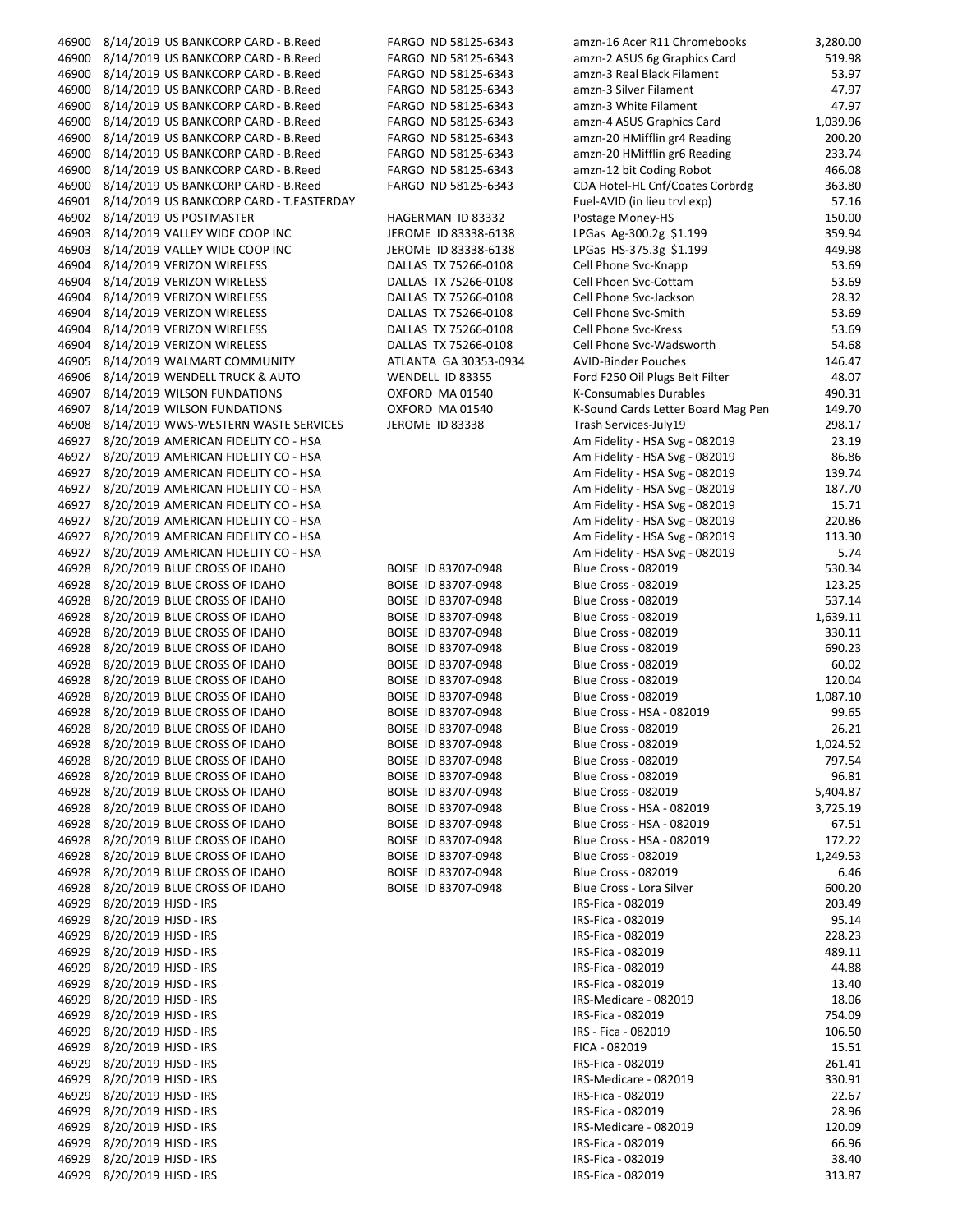| | | | | | |
|---|---|---|---|---|---|
| 46900 | 8/14/2019 | US BANKCORP CARD - B.Reed | FARGO ND 58125-6343 | amzn-16 Acer R11 Chromebooks | 3,280.00 |
| 46900 | 8/14/2019 | US BANKCORP CARD - B.Reed | FARGO ND 58125-6343 | amzn-2 ASUS 6g Graphics Card | 519.98 |
| 46900 | 8/14/2019 | US BANKCORP CARD - B.Reed | FARGO ND 58125-6343 | amzn-3 Real Black Filament | 53.97 |
| 46900 | 8/14/2019 | US BANKCORP CARD - B.Reed | FARGO ND 58125-6343 | amzn-3 Silver Filament | 47.97 |
| 46900 | 8/14/2019 | US BANKCORP CARD - B.Reed | FARGO ND 58125-6343 | amzn-3 White Filament | 47.97 |
| 46900 | 8/14/2019 | US BANKCORP CARD - B.Reed | FARGO ND 58125-6343 | amzn-4 ASUS Graphics Card | 1,039.96 |
| 46900 | 8/14/2019 | US BANKCORP CARD - B.Reed | FARGO ND 58125-6343 | amzn-20 HMifflin gr4 Reading | 200.20 |
| 46900 | 8/14/2019 | US BANKCORP CARD - B.Reed | FARGO ND 58125-6343 | amzn-20 HMifflin gr6 Reading | 233.74 |
| 46900 | 8/14/2019 | US BANKCORP CARD - B.Reed | FARGO ND 58125-6343 | amzn-12 bit Coding Robot | 466.08 |
| 46900 | 8/14/2019 | US BANKCORP CARD - B.Reed | FARGO ND 58125-6343 | CDA Hotel-HL Cnf/Coates Corbrdg | 363.80 |
| 46901 | 8/14/2019 | US BANKCORP CARD - T.EASTERDAY | | Fuel-AVID (in lieu trvl exp) | 57.16 |
| 46902 | 8/14/2019 | US POSTMASTER | HAGERMAN ID 83332 | Postage Money-HS | 150.00 |
| 46903 | 8/14/2019 | VALLEY WIDE COOP INC | JEROME ID 83338-6138 | LPGas Ag-300.2g $1.199 | 359.94 |
| 46903 | 8/14/2019 | VALLEY WIDE COOP INC | JEROME ID 83338-6138 | LPGas HS-375.3g $1.199 | 449.98 |
| 46904 | 8/14/2019 | VERIZON WIRELESS | DALLAS TX 75266-0108 | Cell Phone Svc-Knapp | 53.69 |
| 46904 | 8/14/2019 | VERIZON WIRELESS | DALLAS TX 75266-0108 | Cell Phoen Svc-Cottam | 53.69 |
| 46904 | 8/14/2019 | VERIZON WIRELESS | DALLAS TX 75266-0108 | Cell Phone Svc-Jackson | 28.32 |
| 46904 | 8/14/2019 | VERIZON WIRELESS | DALLAS TX 75266-0108 | Cell Phone Svc-Smith | 53.69 |
| 46904 | 8/14/2019 | VERIZON WIRELESS | DALLAS TX 75266-0108 | Cell Phone Svc-Kress | 53.69 |
| 46904 | 8/14/2019 | VERIZON WIRELESS | DALLAS TX 75266-0108 | Cell Phone Svc-Wadsworth | 54.68 |
| 46905 | 8/14/2019 | WALMART COMMUNITY | ATLANTA GA 30353-0934 | AVID-Binder Pouches | 146.47 |
| 46906 | 8/14/2019 | WENDELL TRUCK & AUTO | WENDELL ID 83355 | Ford F250 Oil Plugs Belt Filter | 48.07 |
| 46907 | 8/14/2019 | WILSON FUNDATIONS | OXFORD MA 01540 | K-Consumables Durables | 490.31 |
| 46907 | 8/14/2019 | WILSON FUNDATIONS | OXFORD MA 01540 | K-Sound Cards Letter Board Mag Pen | 149.70 |
| 46908 | 8/14/2019 | WWS-WESTERN WASTE SERVICES | JEROME ID 83338 | Trash Services-July19 | 298.17 |
| 46927 | 8/20/2019 | AMERICAN FIDELITY CO - HSA | | Am Fidelity - HSA Svg - 082019 | 23.19 |
| 46927 | 8/20/2019 | AMERICAN FIDELITY CO - HSA | | Am Fidelity - HSA Svg - 082019 | 86.86 |
| 46927 | 8/20/2019 | AMERICAN FIDELITY CO - HSA | | Am Fidelity - HSA Svg - 082019 | 139.74 |
| 46927 | 8/20/2019 | AMERICAN FIDELITY CO - HSA | | Am Fidelity - HSA Svg - 082019 | 187.70 |
| 46927 | 8/20/2019 | AMERICAN FIDELITY CO - HSA | | Am Fidelity - HSA Svg - 082019 | 15.71 |
| 46927 | 8/20/2019 | AMERICAN FIDELITY CO - HSA | | Am Fidelity - HSA Svg - 082019 | 220.86 |
| 46927 | 8/20/2019 | AMERICAN FIDELITY CO - HSA | | Am Fidelity - HSA Svg - 082019 | 113.30 |
| 46927 | 8/20/2019 | AMERICAN FIDELITY CO - HSA | | Am Fidelity - HSA Svg - 082019 | 5.74 |
| 46928 | 8/20/2019 | BLUE CROSS OF IDAHO | BOISE ID 83707-0948 | Blue Cross - 082019 | 530.34 |
| 46928 | 8/20/2019 | BLUE CROSS OF IDAHO | BOISE ID 83707-0948 | Blue Cross - 082019 | 123.25 |
| 46928 | 8/20/2019 | BLUE CROSS OF IDAHO | BOISE ID 83707-0948 | Blue Cross - 082019 | 537.14 |
| 46928 | 8/20/2019 | BLUE CROSS OF IDAHO | BOISE ID 83707-0948 | Blue Cross - 082019 | 1,639.11 |
| 46928 | 8/20/2019 | BLUE CROSS OF IDAHO | BOISE ID 83707-0948 | Blue Cross - 082019 | 330.11 |
| 46928 | 8/20/2019 | BLUE CROSS OF IDAHO | BOISE ID 83707-0948 | Blue Cross - 082019 | 690.23 |
| 46928 | 8/20/2019 | BLUE CROSS OF IDAHO | BOISE ID 83707-0948 | Blue Cross - 082019 | 60.02 |
| 46928 | 8/20/2019 | BLUE CROSS OF IDAHO | BOISE ID 83707-0948 | Blue Cross - 082019 | 120.04 |
| 46928 | 8/20/2019 | BLUE CROSS OF IDAHO | BOISE ID 83707-0948 | Blue Cross - 082019 | 1,087.10 |
| 46928 | 8/20/2019 | BLUE CROSS OF IDAHO | BOISE ID 83707-0948 | Blue Cross - HSA - 082019 | 99.65 |
| 46928 | 8/20/2019 | BLUE CROSS OF IDAHO | BOISE ID 83707-0948 | Blue Cross - 082019 | 26.21 |
| 46928 | 8/20/2019 | BLUE CROSS OF IDAHO | BOISE ID 83707-0948 | Blue Cross - 082019 | 1,024.52 |
| 46928 | 8/20/2019 | BLUE CROSS OF IDAHO | BOISE ID 83707-0948 | Blue Cross - 082019 | 797.54 |
| 46928 | 8/20/2019 | BLUE CROSS OF IDAHO | BOISE ID 83707-0948 | Blue Cross - 082019 | 96.81 |
| 46928 | 8/20/2019 | BLUE CROSS OF IDAHO | BOISE ID 83707-0948 | Blue Cross - 082019 | 5,404.87 |
| 46928 | 8/20/2019 | BLUE CROSS OF IDAHO | BOISE ID 83707-0948 | Blue Cross - HSA - 082019 | 3,725.19 |
| 46928 | 8/20/2019 | BLUE CROSS OF IDAHO | BOISE ID 83707-0948 | Blue Cross - HSA - 082019 | 67.51 |
| 46928 | 8/20/2019 | BLUE CROSS OF IDAHO | BOISE ID 83707-0948 | Blue Cross - HSA - 082019 | 172.22 |
| 46928 | 8/20/2019 | BLUE CROSS OF IDAHO | BOISE ID 83707-0948 | Blue Cross - 082019 | 1,249.53 |
| 46928 | 8/20/2019 | BLUE CROSS OF IDAHO | BOISE ID 83707-0948 | Blue Cross - 082019 | 6.46 |
| 46928 | 8/20/2019 | BLUE CROSS OF IDAHO | BOISE ID 83707-0948 | Blue Cross - Lora Silver | 600.20 |
| 46929 | 8/20/2019 | HJSD - IRS | | IRS-Fica - 082019 | 203.49 |
| 46929 | 8/20/2019 | HJSD - IRS | | IRS-Fica - 082019 | 95.14 |
| 46929 | 8/20/2019 | HJSD - IRS | | IRS-Fica - 082019 | 228.23 |
| 46929 | 8/20/2019 | HJSD - IRS | | IRS-Fica - 082019 | 489.11 |
| 46929 | 8/20/2019 | HJSD - IRS | | IRS-Fica - 082019 | 44.88 |
| 46929 | 8/20/2019 | HJSD - IRS | | IRS-Fica - 082019 | 13.40 |
| 46929 | 8/20/2019 | HJSD - IRS | | IRS-Medicare - 082019 | 18.06 |
| 46929 | 8/20/2019 | HJSD - IRS | | IRS-Fica - 082019 | 754.09 |
| 46929 | 8/20/2019 | HJSD - IRS | | IRS - Fica - 082019 | 106.50 |
| 46929 | 8/20/2019 | HJSD - IRS | | FICA - 082019 | 15.51 |
| 46929 | 8/20/2019 | HJSD - IRS | | IRS-Fica - 082019 | 261.41 |
| 46929 | 8/20/2019 | HJSD - IRS | | IRS-Medicare - 082019 | 330.91 |
| 46929 | 8/20/2019 | HJSD - IRS | | IRS-Fica - 082019 | 22.67 |
| 46929 | 8/20/2019 | HJSD - IRS | | IRS-Fica - 082019 | 28.96 |
| 46929 | 8/20/2019 | HJSD - IRS | | IRS-Medicare - 082019 | 120.09 |
| 46929 | 8/20/2019 | HJSD - IRS | | IRS-Fica - 082019 | 66.96 |
| 46929 | 8/20/2019 | HJSD - IRS | | IRS-Fica - 082019 | 38.40 |
| 46929 | 8/20/2019 | HJSD - IRS | | IRS-Fica - 082019 | 313.87 |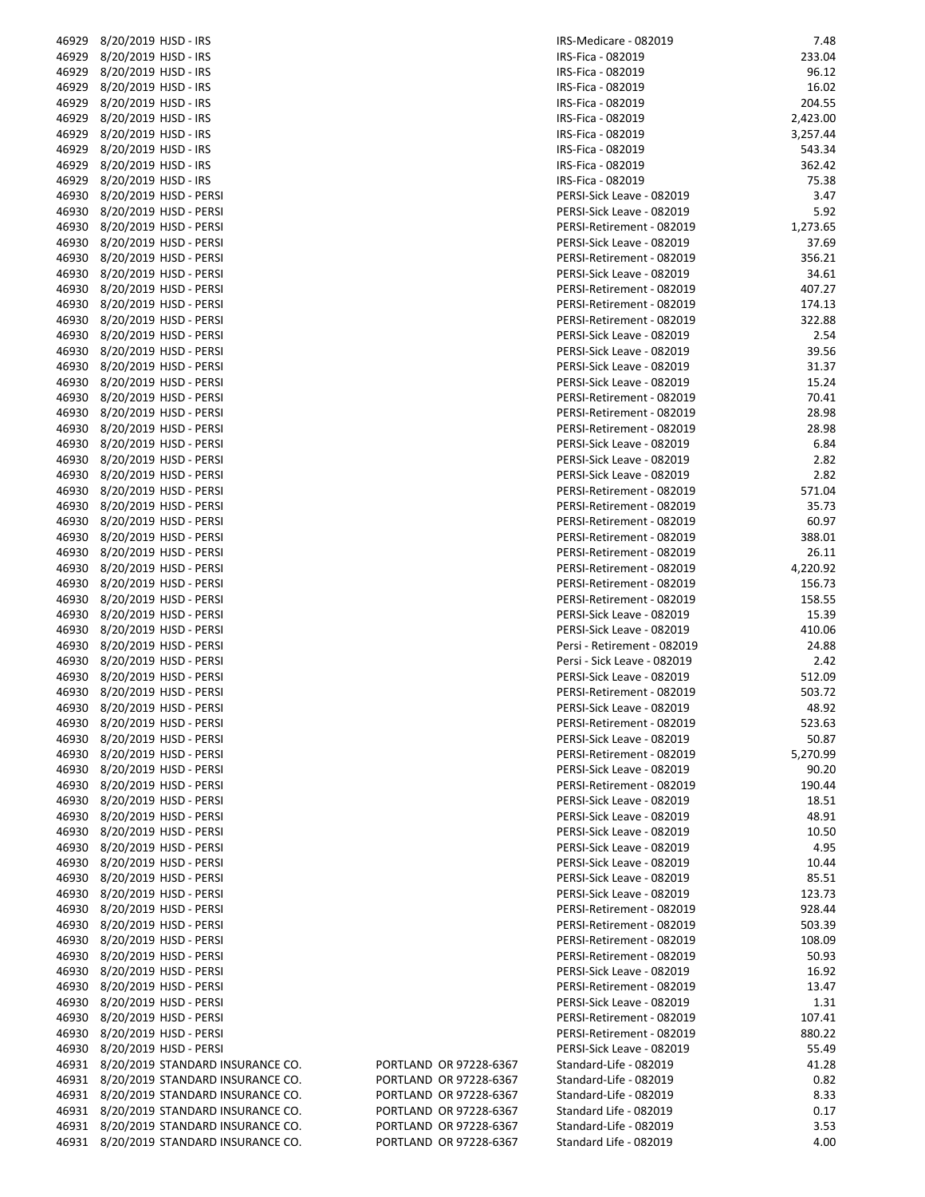| | | | | | |
|---|---|---|---|---|---|
| 46929 | 8/20/2019 | HJSD - IRS | | IRS-Medicare - 082019 | 7.48 |
| 46929 | 8/20/2019 | HJSD - IRS | | IRS-Fica - 082019 | 233.04 |
| 46929 | 8/20/2019 | HJSD - IRS | | IRS-Fica - 082019 | 96.12 |
| 46929 | 8/20/2019 | HJSD - IRS | | IRS-Fica - 082019 | 16.02 |
| 46929 | 8/20/2019 | HJSD - IRS | | IRS-Fica - 082019 | 204.55 |
| 46929 | 8/20/2019 | HJSD - IRS | | IRS-Fica - 082019 | 2,423.00 |
| 46929 | 8/20/2019 | HJSD - IRS | | IRS-Fica - 082019 | 3,257.44 |
| 46929 | 8/20/2019 | HJSD - IRS | | IRS-Fica - 082019 | 543.34 |
| 46929 | 8/20/2019 | HJSD - IRS | | IRS-Fica - 082019 | 362.42 |
| 46929 | 8/20/2019 | HJSD - IRS | | IRS-Fica - 082019 | 75.38 |
| 46930 | 8/20/2019 | HJSD - PERSI | | PERSI-Sick Leave - 082019 | 3.47 |
| 46930 | 8/20/2019 | HJSD - PERSI | | PERSI-Sick Leave - 082019 | 5.92 |
| 46930 | 8/20/2019 | HJSD - PERSI | | PERSI-Retirement - 082019 | 1,273.65 |
| 46930 | 8/20/2019 | HJSD - PERSI | | PERSI-Sick Leave - 082019 | 37.69 |
| 46930 | 8/20/2019 | HJSD - PERSI | | PERSI-Retirement - 082019 | 356.21 |
| 46930 | 8/20/2019 | HJSD - PERSI | | PERSI-Sick Leave - 082019 | 34.61 |
| 46930 | 8/20/2019 | HJSD - PERSI | | PERSI-Retirement - 082019 | 407.27 |
| 46930 | 8/20/2019 | HJSD - PERSI | | PERSI-Retirement - 082019 | 174.13 |
| 46930 | 8/20/2019 | HJSD - PERSI | | PERSI-Retirement - 082019 | 322.88 |
| 46930 | 8/20/2019 | HJSD - PERSI | | PERSI-Sick Leave - 082019 | 2.54 |
| 46930 | 8/20/2019 | HJSD - PERSI | | PERSI-Sick Leave - 082019 | 39.56 |
| 46930 | 8/20/2019 | HJSD - PERSI | | PERSI-Sick Leave - 082019 | 31.37 |
| 46930 | 8/20/2019 | HJSD - PERSI | | PERSI-Sick Leave - 082019 | 15.24 |
| 46930 | 8/20/2019 | HJSD - PERSI | | PERSI-Retirement - 082019 | 70.41 |
| 46930 | 8/20/2019 | HJSD - PERSI | | PERSI-Retirement - 082019 | 28.98 |
| 46930 | 8/20/2019 | HJSD - PERSI | | PERSI-Retirement - 082019 | 28.98 |
| 46930 | 8/20/2019 | HJSD - PERSI | | PERSI-Sick Leave - 082019 | 6.84 |
| 46930 | 8/20/2019 | HJSD - PERSI | | PERSI-Sick Leave - 082019 | 2.82 |
| 46930 | 8/20/2019 | HJSD - PERSI | | PERSI-Sick Leave - 082019 | 2.82 |
| 46930 | 8/20/2019 | HJSD - PERSI | | PERSI-Retirement - 082019 | 571.04 |
| 46930 | 8/20/2019 | HJSD - PERSI | | PERSI-Retirement - 082019 | 35.73 |
| 46930 | 8/20/2019 | HJSD - PERSI | | PERSI-Retirement - 082019 | 60.97 |
| 46930 | 8/20/2019 | HJSD - PERSI | | PERSI-Retirement - 082019 | 388.01 |
| 46930 | 8/20/2019 | HJSD - PERSI | | PERSI-Retirement - 082019 | 26.11 |
| 46930 | 8/20/2019 | HJSD - PERSI | | PERSI-Retirement - 082019 | 4,220.92 |
| 46930 | 8/20/2019 | HJSD - PERSI | | PERSI-Retirement - 082019 | 156.73 |
| 46930 | 8/20/2019 | HJSD - PERSI | | PERSI-Retirement - 082019 | 158.55 |
| 46930 | 8/20/2019 | HJSD - PERSI | | PERSI-Sick Leave - 082019 | 15.39 |
| 46930 | 8/20/2019 | HJSD - PERSI | | PERSI-Sick Leave - 082019 | 410.06 |
| 46930 | 8/20/2019 | HJSD - PERSI | | Persi - Retirement - 082019 | 24.88 |
| 46930 | 8/20/2019 | HJSD - PERSI | | Persi - Sick Leave - 082019 | 2.42 |
| 46930 | 8/20/2019 | HJSD - PERSI | | PERSI-Sick Leave - 082019 | 512.09 |
| 46930 | 8/20/2019 | HJSD - PERSI | | PERSI-Retirement - 082019 | 503.72 |
| 46930 | 8/20/2019 | HJSD - PERSI | | PERSI-Sick Leave - 082019 | 48.92 |
| 46930 | 8/20/2019 | HJSD - PERSI | | PERSI-Retirement - 082019 | 523.63 |
| 46930 | 8/20/2019 | HJSD - PERSI | | PERSI-Sick Leave - 082019 | 50.87 |
| 46930 | 8/20/2019 | HJSD - PERSI | | PERSI-Retirement - 082019 | 5,270.99 |
| 46930 | 8/20/2019 | HJSD - PERSI | | PERSI-Sick Leave - 082019 | 90.20 |
| 46930 | 8/20/2019 | HJSD - PERSI | | PERSI-Retirement - 082019 | 190.44 |
| 46930 | 8/20/2019 | HJSD - PERSI | | PERSI-Sick Leave - 082019 | 18.51 |
| 46930 | 8/20/2019 | HJSD - PERSI | | PERSI-Sick Leave - 082019 | 48.91 |
| 46930 | 8/20/2019 | HJSD - PERSI | | PERSI-Sick Leave - 082019 | 10.50 |
| 46930 | 8/20/2019 | HJSD - PERSI | | PERSI-Sick Leave - 082019 | 4.95 |
| 46930 | 8/20/2019 | HJSD - PERSI | | PERSI-Sick Leave - 082019 | 10.44 |
| 46930 | 8/20/2019 | HJSD - PERSI | | PERSI-Sick Leave - 082019 | 85.51 |
| 46930 | 8/20/2019 | HJSD - PERSI | | PERSI-Sick Leave - 082019 | 123.73 |
| 46930 | 8/20/2019 | HJSD - PERSI | | PERSI-Retirement - 082019 | 928.44 |
| 46930 | 8/20/2019 | HJSD - PERSI | | PERSI-Retirement - 082019 | 503.39 |
| 46930 | 8/20/2019 | HJSD - PERSI | | PERSI-Retirement - 082019 | 108.09 |
| 46930 | 8/20/2019 | HJSD - PERSI | | PERSI-Retirement - 082019 | 50.93 |
| 46930 | 8/20/2019 | HJSD - PERSI | | PERSI-Sick Leave - 082019 | 16.92 |
| 46930 | 8/20/2019 | HJSD - PERSI | | PERSI-Retirement - 082019 | 13.47 |
| 46930 | 8/20/2019 | HJSD - PERSI | | PERSI-Sick Leave - 082019 | 1.31 |
| 46930 | 8/20/2019 | HJSD - PERSI | | PERSI-Retirement - 082019 | 107.41 |
| 46930 | 8/20/2019 | HJSD - PERSI | | PERSI-Retirement - 082019 | 880.22 |
| 46930 | 8/20/2019 | HJSD - PERSI | | PERSI-Sick Leave - 082019 | 55.49 |
| 46931 | 8/20/2019 | STANDARD INSURANCE CO. | PORTLAND OR 97228-6367 | Standard-Life - 082019 | 41.28 |
| 46931 | 8/20/2019 | STANDARD INSURANCE CO. | PORTLAND OR 97228-6367 | Standard-Life - 082019 | 0.82 |
| 46931 | 8/20/2019 | STANDARD INSURANCE CO. | PORTLAND OR 97228-6367 | Standard-Life - 082019 | 8.33 |
| 46931 | 8/20/2019 | STANDARD INSURANCE CO. | PORTLAND OR 97228-6367 | Standard Life - 082019 | 0.17 |
| 46931 | 8/20/2019 | STANDARD INSURANCE CO. | PORTLAND OR 97228-6367 | Standard-Life - 082019 | 3.53 |
| 46931 | 8/20/2019 | STANDARD INSURANCE CO. | PORTLAND OR 97228-6367 | Standard Life - 082019 | 4.00 |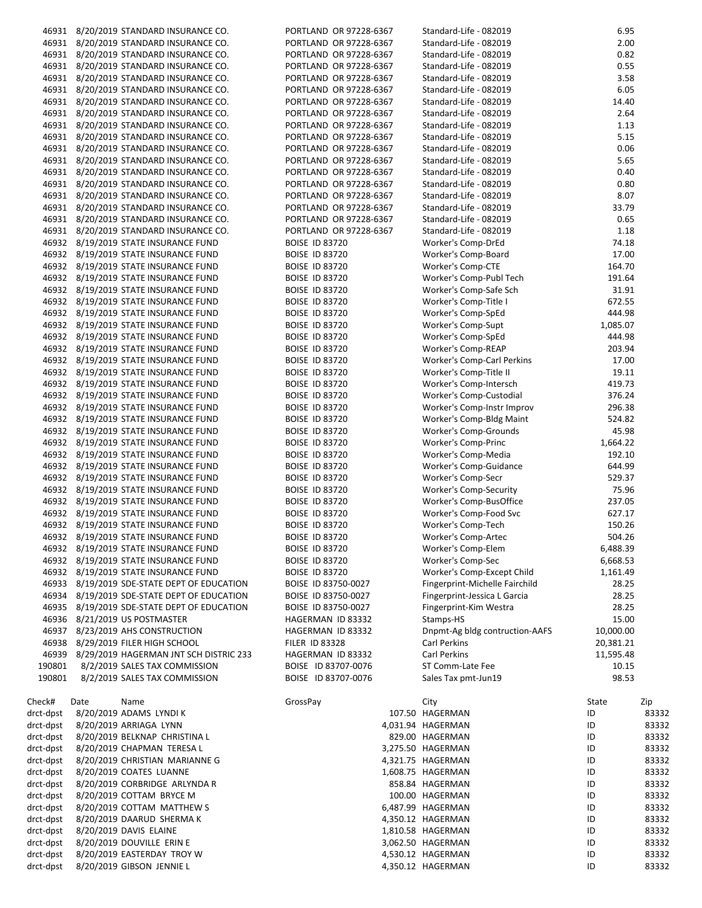| | | | | | |
|---|---|---|---|---|---|
| 46931 | 8/20/2019 | STANDARD INSURANCE CO. | PORTLAND OR 97228-6367 | Standard-Life - 082019 | 6.95 |
| 46931 | 8/20/2019 | STANDARD INSURANCE CO. | PORTLAND OR 97228-6367 | Standard-Life - 082019 | 2.00 |
| 46931 | 8/20/2019 | STANDARD INSURANCE CO. | PORTLAND OR 97228-6367 | Standard-Life - 082019 | 0.82 |
| 46931 | 8/20/2019 | STANDARD INSURANCE CO. | PORTLAND OR 97228-6367 | Standard-Life - 082019 | 0.55 |
| 46931 | 8/20/2019 | STANDARD INSURANCE CO. | PORTLAND OR 97228-6367 | Standard-Life - 082019 | 3.58 |
| 46931 | 8/20/2019 | STANDARD INSURANCE CO. | PORTLAND OR 97228-6367 | Standard-Life - 082019 | 6.05 |
| 46931 | 8/20/2019 | STANDARD INSURANCE CO. | PORTLAND OR 97228-6367 | Standard-Life - 082019 | 14.40 |
| 46931 | 8/20/2019 | STANDARD INSURANCE CO. | PORTLAND OR 97228-6367 | Standard-Life - 082019 | 2.64 |
| 46931 | 8/20/2019 | STANDARD INSURANCE CO. | PORTLAND OR 97228-6367 | Standard-Life - 082019 | 1.13 |
| 46931 | 8/20/2019 | STANDARD INSURANCE CO. | PORTLAND OR 97228-6367 | Standard-Life - 082019 | 5.15 |
| 46931 | 8/20/2019 | STANDARD INSURANCE CO. | PORTLAND OR 97228-6367 | Standard-Life - 082019 | 0.06 |
| 46931 | 8/20/2019 | STANDARD INSURANCE CO. | PORTLAND OR 97228-6367 | Standard-Life - 082019 | 5.65 |
| 46931 | 8/20/2019 | STANDARD INSURANCE CO. | PORTLAND OR 97228-6367 | Standard-Life - 082019 | 0.40 |
| 46931 | 8/20/2019 | STANDARD INSURANCE CO. | PORTLAND OR 97228-6367 | Standard-Life - 082019 | 0.80 |
| 46931 | 8/20/2019 | STANDARD INSURANCE CO. | PORTLAND OR 97228-6367 | Standard-Life - 082019 | 8.07 |
| 46931 | 8/20/2019 | STANDARD INSURANCE CO. | PORTLAND OR 97228-6367 | Standard-Life - 082019 | 33.79 |
| 46931 | 8/20/2019 | STANDARD INSURANCE CO. | PORTLAND OR 97228-6367 | Standard-Life - 082019 | 0.65 |
| 46931 | 8/20/2019 | STANDARD INSURANCE CO. | PORTLAND OR 97228-6367 | Standard-Life - 082019 | 1.18 |
| 46932 | 8/19/2019 | STATE INSURANCE FUND | BOISE ID 83720 | Worker's Comp-DrEd | 74.18 |
| 46932 | 8/19/2019 | STATE INSURANCE FUND | BOISE ID 83720 | Worker's Comp-Board | 17.00 |
| 46932 | 8/19/2019 | STATE INSURANCE FUND | BOISE ID 83720 | Worker's Comp-CTE | 164.70 |
| 46932 | 8/19/2019 | STATE INSURANCE FUND | BOISE ID 83720 | Worker's Comp-Publ Tech | 191.64 |
| 46932 | 8/19/2019 | STATE INSURANCE FUND | BOISE ID 83720 | Worker's Comp-Safe Sch | 31.91 |
| 46932 | 8/19/2019 | STATE INSURANCE FUND | BOISE ID 83720 | Worker's Comp-Title I | 672.55 |
| 46932 | 8/19/2019 | STATE INSURANCE FUND | BOISE ID 83720 | Worker's Comp-SpEd | 444.98 |
| 46932 | 8/19/2019 | STATE INSURANCE FUND | BOISE ID 83720 | Worker's Comp-Supt | 1,085.07 |
| 46932 | 8/19/2019 | STATE INSURANCE FUND | BOISE ID 83720 | Worker's Comp-SpEd | 444.98 |
| 46932 | 8/19/2019 | STATE INSURANCE FUND | BOISE ID 83720 | Worker's Comp-REAP | 203.94 |
| 46932 | 8/19/2019 | STATE INSURANCE FUND | BOISE ID 83720 | Worker's Comp-Carl Perkins | 17.00 |
| 46932 | 8/19/2019 | STATE INSURANCE FUND | BOISE ID 83720 | Worker's Comp-Title II | 19.11 |
| 46932 | 8/19/2019 | STATE INSURANCE FUND | BOISE ID 83720 | Worker's Comp-Intersch | 419.73 |
| 46932 | 8/19/2019 | STATE INSURANCE FUND | BOISE ID 83720 | Worker's Comp-Custodial | 376.24 |
| 46932 | 8/19/2019 | STATE INSURANCE FUND | BOISE ID 83720 | Worker's Comp-Instr Improv | 296.38 |
| 46932 | 8/19/2019 | STATE INSURANCE FUND | BOISE ID 83720 | Worker's Comp-Bldg Maint | 524.82 |
| 46932 | 8/19/2019 | STATE INSURANCE FUND | BOISE ID 83720 | Worker's Comp-Grounds | 45.98 |
| 46932 | 8/19/2019 | STATE INSURANCE FUND | BOISE ID 83720 | Worker's Comp-Princ | 1,664.22 |
| 46932 | 8/19/2019 | STATE INSURANCE FUND | BOISE ID 83720 | Worker's Comp-Media | 192.10 |
| 46932 | 8/19/2019 | STATE INSURANCE FUND | BOISE ID 83720 | Worker's Comp-Guidance | 644.99 |
| 46932 | 8/19/2019 | STATE INSURANCE FUND | BOISE ID 83720 | Worker's Comp-Secr | 529.37 |
| 46932 | 8/19/2019 | STATE INSURANCE FUND | BOISE ID 83720 | Worker's Comp-Security | 75.96 |
| 46932 | 8/19/2019 | STATE INSURANCE FUND | BOISE ID 83720 | Worker's Comp-BusOffice | 237.05 |
| 46932 | 8/19/2019 | STATE INSURANCE FUND | BOISE ID 83720 | Worker's Comp-Food Svc | 627.17 |
| 46932 | 8/19/2019 | STATE INSURANCE FUND | BOISE ID 83720 | Worker's Comp-Tech | 150.26 |
| 46932 | 8/19/2019 | STATE INSURANCE FUND | BOISE ID 83720 | Worker's Comp-Artec | 504.26 |
| 46932 | 8/19/2019 | STATE INSURANCE FUND | BOISE ID 83720 | Worker's Comp-Elem | 6,488.39 |
| 46932 | 8/19/2019 | STATE INSURANCE FUND | BOISE ID 83720 | Worker's Comp-Sec | 6,668.53 |
| 46932 | 8/19/2019 | STATE INSURANCE FUND | BOISE ID 83720 | Worker's Comp-Except Child | 1,161.49 |
| 46933 | 8/19/2019 | SDE-STATE DEPT OF EDUCATION | BOISE ID 83750-0027 | Fingerprint-Michelle Fairchild | 28.25 |
| 46934 | 8/19/2019 | SDE-STATE DEPT OF EDUCATION | BOISE ID 83750-0027 | Fingerprint-Jessica L Garcia | 28.25 |
| 46935 | 8/19/2019 | SDE-STATE DEPT OF EDUCATION | BOISE ID 83750-0027 | Fingerprint-Kim Westra | 28.25 |
| 46936 | 8/21/2019 | US POSTMASTER | HAGERMAN ID 83332 | Stamps-HS | 15.00 |
| 46937 | 8/23/2019 | AHS CONSTRUCTION | HAGERMAN ID 83332 | Dnpmt-Ag bldg contruction-AAFS | 10,000.00 |
| 46938 | 8/29/2019 | FILER HIGH SCHOOL | FILER ID 83328 | Carl Perkins | 20,381.21 |
| 46939 | 8/29/2019 | HAGERMAN JNT SCH DISTRIC 233 | HAGERMAN ID 83332 | Carl Perkins | 11,595.48 |
| 190801 | 8/2/2019 | SALES TAX COMMISSION | BOISE ID 83707-0076 | ST Comm-Late Fee | 10.15 |
| 190801 | 8/2/2019 | SALES TAX COMMISSION | BOISE ID 83707-0076 | Sales Tax pmt-Jun19 | 98.53 |

| Check# | Date | Name | GrossPay | City | State | Zip |
|---|---|---|---|---|---|---|
| drct-dpst | 8/20/2019 | ADAMS LYNDI K | 107.50 | HAGERMAN | ID | 83332 |
| drct-dpst | 8/20/2019 | ARRIAGA LYNN | 4,031.94 | HAGERMAN | ID | 83332 |
| drct-dpst | 8/20/2019 | BELKNAP CHRISTINA L | 829.00 | HAGERMAN | ID | 83332 |
| drct-dpst | 8/20/2019 | CHAPMAN TERESA L | 3,275.50 | HAGERMAN | ID | 83332 |
| drct-dpst | 8/20/2019 | CHRISTIAN MARIANNE G | 4,321.75 | HAGERMAN | ID | 83332 |
| drct-dpst | 8/20/2019 | COATES LUANNE | 1,608.75 | HAGERMAN | ID | 83332 |
| drct-dpst | 8/20/2019 | CORBRIDGE ARLYNDA R | 858.84 | HAGERMAN | ID | 83332 |
| drct-dpst | 8/20/2019 | COTTAM BRYCE M | 100.00 | HAGERMAN | ID | 83332 |
| drct-dpst | 8/20/2019 | COTTAM MATTHEW S | 6,487.99 | HAGERMAN | ID | 83332 |
| drct-dpst | 8/20/2019 | DAARUD SHERMA K | 4,350.12 | HAGERMAN | ID | 83332 |
| drct-dpst | 8/20/2019 | DAVIS ELAINE | 1,810.58 | HAGERMAN | ID | 83332 |
| drct-dpst | 8/20/2019 | DOUVILLE ERIN E | 3,062.50 | HAGERMAN | ID | 83332 |
| drct-dpst | 8/20/2019 | EASTERDAY TROY W | 4,530.12 | HAGERMAN | ID | 83332 |
| drct-dpst | 8/20/2019 | GIBSON JENNIE L | 4,350.12 | HAGERMAN | ID | 83332 |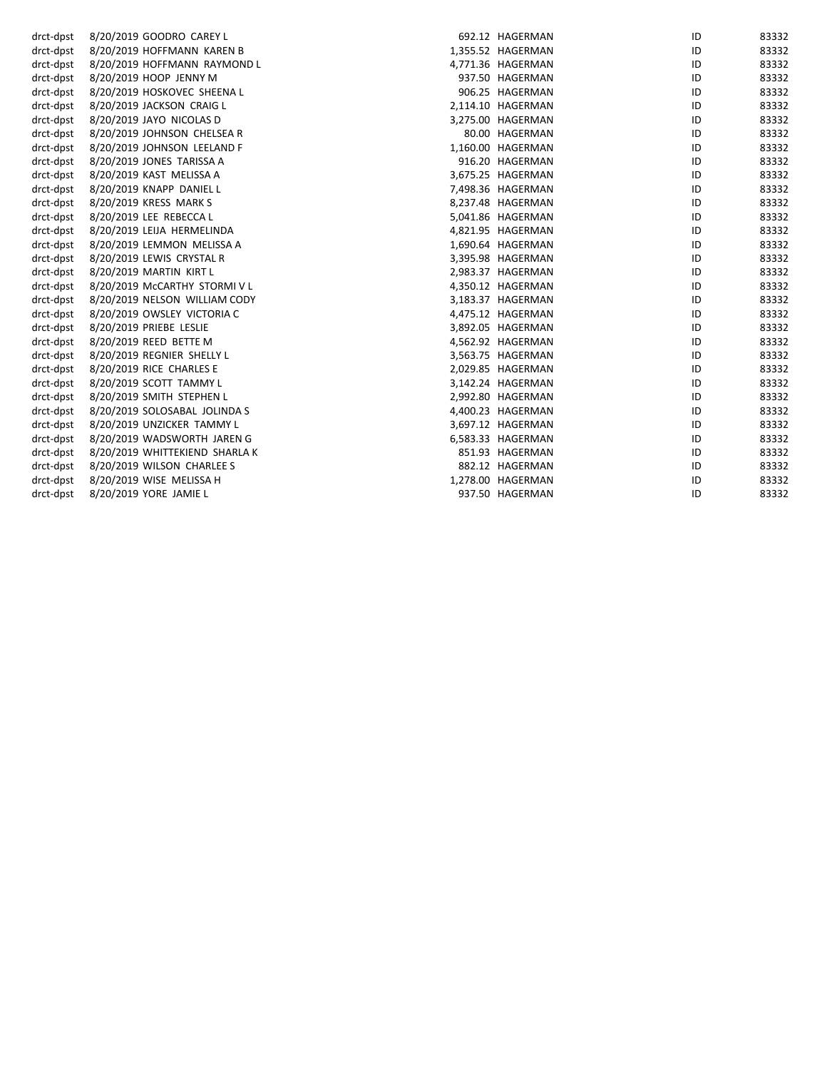| | | | | | | |
|---|---|---|---|---|---|---|
| drct-dpst | 8/20/2019 | GOODRO CAREY L | 692.12 | HAGERMAN | ID | 83332 |
| drct-dpst | 8/20/2019 | HOFFMANN KAREN B | 1,355.52 | HAGERMAN | ID | 83332 |
| drct-dpst | 8/20/2019 | HOFFMANN RAYMOND L | 4,771.36 | HAGERMAN | ID | 83332 |
| drct-dpst | 8/20/2019 | HOOP JENNY M | 937.50 | HAGERMAN | ID | 83332 |
| drct-dpst | 8/20/2019 | HOSKOVEC SHEENA L | 906.25 | HAGERMAN | ID | 83332 |
| drct-dpst | 8/20/2019 | JACKSON CRAIG L | 2,114.10 | HAGERMAN | ID | 83332 |
| drct-dpst | 8/20/2019 | JAYO NICOLAS D | 3,275.00 | HAGERMAN | ID | 83332 |
| drct-dpst | 8/20/2019 | JOHNSON CHELSEA R | 80.00 | HAGERMAN | ID | 83332 |
| drct-dpst | 8/20/2019 | JOHNSON LEELAND F | 1,160.00 | HAGERMAN | ID | 83332 |
| drct-dpst | 8/20/2019 | JONES TARISSA A | 916.20 | HAGERMAN | ID | 83332 |
| drct-dpst | 8/20/2019 | KAST MELISSA A | 3,675.25 | HAGERMAN | ID | 83332 |
| drct-dpst | 8/20/2019 | KNAPP DANIEL L | 7,498.36 | HAGERMAN | ID | 83332 |
| drct-dpst | 8/20/2019 | KRESS MARK S | 8,237.48 | HAGERMAN | ID | 83332 |
| drct-dpst | 8/20/2019 | LEE REBECCA L | 5,041.86 | HAGERMAN | ID | 83332 |
| drct-dpst | 8/20/2019 | LEIJA HERMELINDA | 4,821.95 | HAGERMAN | ID | 83332 |
| drct-dpst | 8/20/2019 | LEMMON MELISSA A | 1,690.64 | HAGERMAN | ID | 83332 |
| drct-dpst | 8/20/2019 | LEWIS CRYSTAL R | 3,395.98 | HAGERMAN | ID | 83332 |
| drct-dpst | 8/20/2019 | MARTIN KIRT L | 2,983.37 | HAGERMAN | ID | 83332 |
| drct-dpst | 8/20/2019 | McCARTHY STORMI V L | 4,350.12 | HAGERMAN | ID | 83332 |
| drct-dpst | 8/20/2019 | NELSON WILLIAM CODY | 3,183.37 | HAGERMAN | ID | 83332 |
| drct-dpst | 8/20/2019 | OWSLEY VICTORIA C | 4,475.12 | HAGERMAN | ID | 83332 |
| drct-dpst | 8/20/2019 | PRIEBE LESLIE | 3,892.05 | HAGERMAN | ID | 83332 |
| drct-dpst | 8/20/2019 | REED BETTE M | 4,562.92 | HAGERMAN | ID | 83332 |
| drct-dpst | 8/20/2019 | REGNIER SHELLY L | 3,563.75 | HAGERMAN | ID | 83332 |
| drct-dpst | 8/20/2019 | RICE CHARLES E | 2,029.85 | HAGERMAN | ID | 83332 |
| drct-dpst | 8/20/2019 | SCOTT TAMMY L | 3,142.24 | HAGERMAN | ID | 83332 |
| drct-dpst | 8/20/2019 | SMITH STEPHEN L | 2,992.80 | HAGERMAN | ID | 83332 |
| drct-dpst | 8/20/2019 | SOLOSABAL JOLINDA S | 4,400.23 | HAGERMAN | ID | 83332 |
| drct-dpst | 8/20/2019 | UNZICKER TAMMY L | 3,697.12 | HAGERMAN | ID | 83332 |
| drct-dpst | 8/20/2019 | WADSWORTH JAREN G | 6,583.33 | HAGERMAN | ID | 83332 |
| drct-dpst | 8/20/2019 | WHITTEKIEND SHARLA K | 851.93 | HAGERMAN | ID | 83332 |
| drct-dpst | 8/20/2019 | WILSON CHARLEE S | 882.12 | HAGERMAN | ID | 83332 |
| drct-dpst | 8/20/2019 | WISE MELISSA H | 1,278.00 | HAGERMAN | ID | 83332 |
| drct-dpst | 8/20/2019 | YORE JAMIE L | 937.50 | HAGERMAN | ID | 83332 |